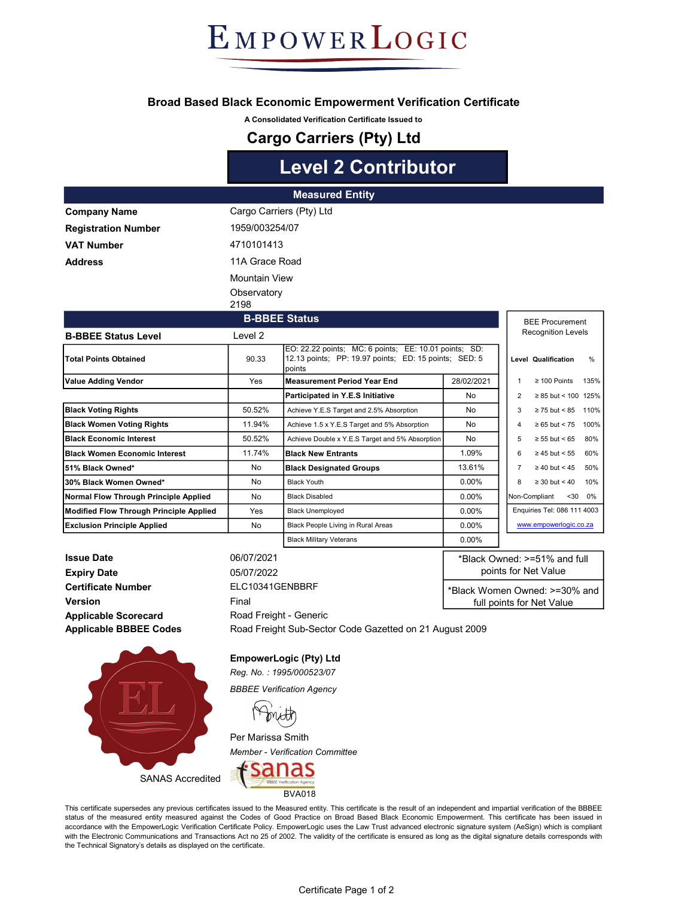# EmpowerLogic

## Broad Based Black Economic Empowerment Verification Certificate

**A Consolidated Verification Certificate Issued to**

# Cargo Carriers (Pty) Ltd

# Level 2 Contributor

## Measured Entity

| | |
|---|---|
| **Company Name** | Cargo Carriers (Pty) Ltd |
| **Registration Number** | 1959/003254/07 |
| **VAT Number** | 4710101413 |
| **Address** | 11A Grace Road<br>Mountain View<br>Observatory<br>2198 |

## B-BBEE Status

| **B-BBEE Status Level** | Level 2 | | |
|---|---|---|---|
| **Total Points Obtained** | 90.33 | EO: 22.22 points; MC: 6 points; EE: 10.01 points; SD: 12.13 points; PP: 19.97 points; ED: 15 points; SED: 5 points | |
| **Value Adding Vendor** | Yes | **Measurement Period Year End** | 28/02/2021 |
| | | **Participated in Y.E.S Initiative** | No |
| **Black Voting Rights** | 50.52% | Achieve Y.E.S Target and 2.5% Absorption | No |
| **Black Women Voting Rights** | 11.94% | Achieve 1.5 x Y.E.S Target and 5% Absorption | No |
| **Black Economic Interest** | 50.52% | Achieve Double x Y.E.S Target and 5% Absorption | No |
| **Black Women Economic Interest** | 11.74% | **Black New Entrants** | 1.09% |
| **51% Black Owned*** | No | **Black Designated Groups** | 13.61% |
| **30% Black Women Owned*** | No | Black Youth | 0.00% |
| **Normal Flow Through Principle Applied** | No | Black Disabled | 0.00% |
| **Modified Flow Through Principle Applied** | Yes | Black Unemployed | 0.00% |
| **Exclusion Principle Applied** | No | Black People Living in Rural Areas | 0.00% |
| | | Black Military Veterans | 0.00% |

### BEE Procurement Recognition Levels

| Level | Qualification | % |
|---|---|---|
| 1 | ≥ 100 Points | 135% |
| 2 | ≥ 85 but < 100 | 125% |
| 3 | ≥ 75 but < 85 | 110% |
| 4 | ≥ 65 but < 75 | 100% |
| 5 | ≥ 55 but < 65 | 80% |
| 6 | ≥ 45 but < 55 | 60% |
| 7 | ≥ 40 but < 45 | 50% |
| 8 | ≥ 30 but < 40 | 10% |
| Non-Compliant | <30 | 0% |

Enquiries Tel: 086 111 4003

www.empowerlogic.co.za

| | |
|---|---|
| **Issue Date** | 06/07/2021 |
| **Expiry Date** | 05/07/2022 |
| **Certificate Number** | ELC10341GENBBRF |
| **Version** | Final |
| **Applicable Scorecard** | Road Freight - Generic |
| **Applicable BBBEE Codes** | Road Freight Sub-Sector Code Gazetted on 21 August 2009 |

*Black Owned: >=51% and full points for Net Value

*Black Women Owned: >=30% and full points for Net Value

**EmpowerLogic (Pty) Ltd**

*Reg. No. : 1995/000523/07*

*BBBEE Verification Agency*

Per Marissa Smith

*Member - Verification Committee*

SANAS Accredited

BVA018

This certificate supersedes any previous certificates issued to the Measured entity. This certificate is the result of an independent and impartial verification of the BBBEE status of the measured entity measured against the Codes of Good Practice on Broad Based Black Economic Empowerment. This certificate has been issued in accordance with the EmpowerLogic Verification Certificate Policy. EmpowerLogic uses the Law Trust advanced electronic signature system (AeSign) which is compliant with the Electronic Communications and Transactions Act no 25 of 2002. The validity of the certificate is ensured as long as the digital signature details corresponds with the Technical Signatory's details as displayed on the certificate.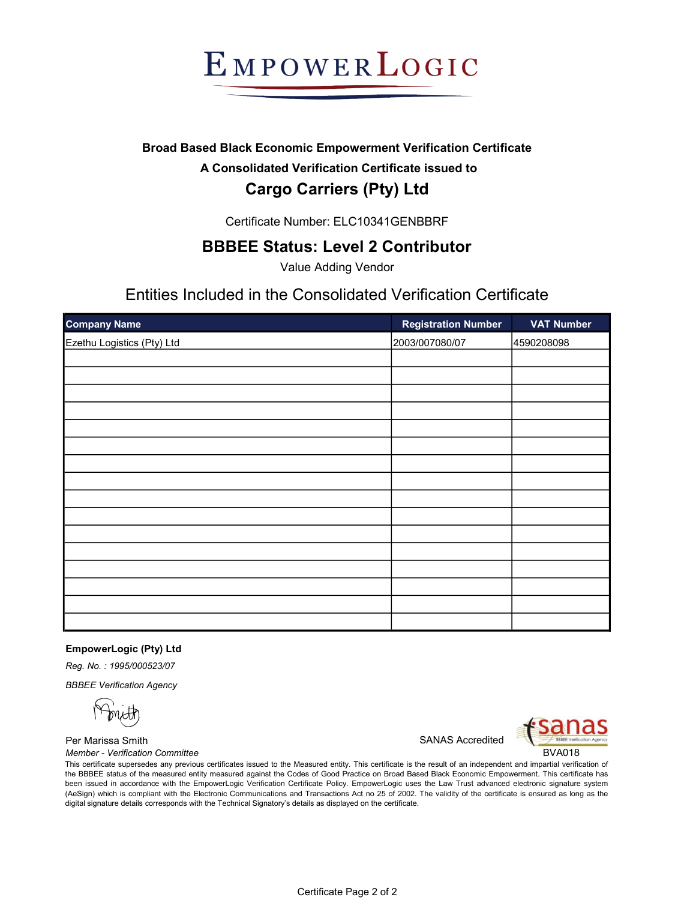# EmpowerLogic

**Broad Based Black Economic Empowerment Verification Certificate**

**A Consolidated Verification Certificate issued to**

## Cargo Carriers (Pty) Ltd

Certificate Number: ELC10341GENBBRF

## BBBEE Status: Level 2 Contributor

Value Adding Vendor

### Entities Included in the Consolidated Verification Certificate

| Company Name | Registration Number | VAT Number |
|---|---|---|
| Ezethu Logistics (Pty) Ltd | 2003/007080/07 | 4590208098 |
| | | |
| | | |
| | | |
| | | |
| | | |
| | | |
| | | |
| | | |
| | | |
| | | |
| | | |
| | | |
| | | |
| | | |
| | | |
| | | |

**EmpowerLogic (Pty) Ltd**

*Reg. No. : 1995/000523/07*

*BBBEE Verification Agency*

Per Marissa Smith

*Member - Verification Committee*

SANAS Accredited

BVA018

This certificate supersedes any previous certificates issued to the Measured entity. This certificate is the result of an independent and impartial verification of the BBBEE status of the measured entity measured against the Codes of Good Practice on Broad Based Black Economic Empowerment. This certificate has been issued in accordance with the EmpowerLogic Verification Certificate Policy. EmpowerLogic uses the Law Trust advanced electronic signature system (AeSign) which is compliant with the Electronic Communications and Transactions Act no 25 of 2002. The validity of the certificate is ensured as long as the digital signature details corresponds with the Technical Signatory's details as displayed on the certificate.